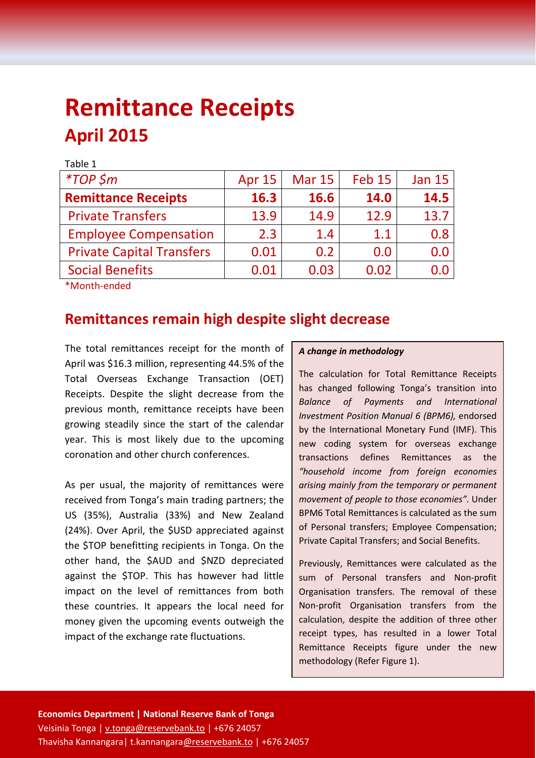# Remittance Receipts

## April 2015

Table 1

| *TOP $m | Apr 15 | Mar 15 | Feb 15 | Jan 15 |
|---|---|---|---|---|
| **Remittance Receipts** | **16.3** | **16.6** | **14.0** | **14.5** |
| Private Transfers | 13.9 | 14.9 | 12.9 | 13.7 |
| Employee Compensation | 2.3 | 1.4 | 1.1 | 0.8 |
| Private Capital Transfers | 0.01 | 0.2 | 0.0 | 0.0 |
| Social Benefits | 0.01 | 0.03 | 0.02 | 0.0 |

*Month-ended

## Remittances remain high despite slight decrease

The total remittances receipt for the month of April was $16.3 million, representing 44.5% of the Total Overseas Exchange Transaction (OET) Receipts. Despite the slight decrease from the previous month, remittance receipts have been growing steadily since the start of the calendar year. This is most likely due to the upcoming coronation and other church conferences.

As per usual, the majority of remittances were received from Tonga's main trading partners; the US (35%), Australia (33%) and New Zealand (24%). Over April, the $USD appreciated against the $TOP benefitting recipients in Tonga. On the other hand, the $AUD and $NZD depreciated against the $TOP. This has however had little impact on the level of remittances from both these countries. It appears the local need for money given the upcoming events outweigh the impact of the exchange rate fluctuations.

***A change in methodology***

The calculation for Total Remittance Receipts has changed following Tonga's transition into *Balance of Payments and International Investment Position Manual 6 (BPM6),* endorsed by the International Monetary Fund (IMF). This new coding system for overseas exchange transactions defines Remittances as the *"household income from foreign economies arising mainly from the temporary or permanent movement of people to those economies".* Under BPM6 Total Remittances is calculated as the sum of Personal transfers; Employee Compensation; Private Capital Transfers; and Social Benefits.

Previously, Remittances were calculated as the sum of Personal transfers and Non-profit Organisation transfers. The removal of these Non-profit Organisation transfers from the calculation, despite the addition of three other receipt types, has resulted in a lower Total Remittance Receipts figure under the new methodology (Refer Figure 1).

**Economics Department | National Reserve Bank of Tonga**
Veisinia Tonga | v.tonga@reservebank.to | +676 24057
Thavisha Kannangara| t.kannangara@reservebank.to | +676 24057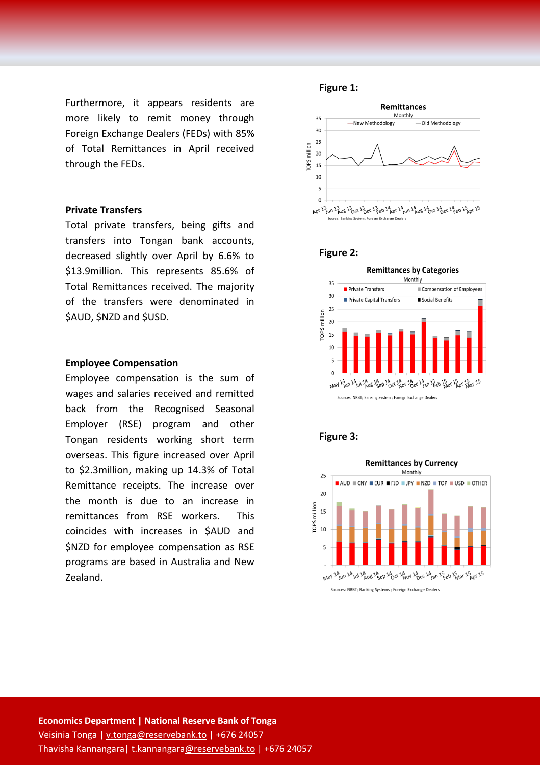Furthermore, it appears residents are more likely to remit money through Foreign Exchange Dealers (FEDs) with 85% of Total Remittances in April received through the FEDs.

**Private Transfers**

Total private transfers, being gifts and transfers into Tongan bank accounts, decreased slightly over April by 6.6% to $13.9million. This represents 85.6% of Total Remittances received. The majority of the transfers were denominated in $AUD, $NZD and $USD.

**Employee Compensation**

Employee compensation is the sum of wages and salaries received and remitted back from the Recognised Seasonal Employer (RSE) program and other Tongan residents working short term overseas. This figure increased over April to $2.3million, making up 14.3% of Total Remittance receipts. The increase over the month is due to an increase in remittances from RSE workers. This coincides with increases in $AUD and $NZD for employee compensation as RSE programs are based in Australia and New Zealand.

**Figure 1:**

**Figure 2:**

**Figure 3:**

**Economics Department | National Reserve Bank of Tonga**

Veisinia Tonga | v.tonga@reservebank.to | +676 24057

Thavisha Kannangara| t.kannangara@reservebank.to | +676 24057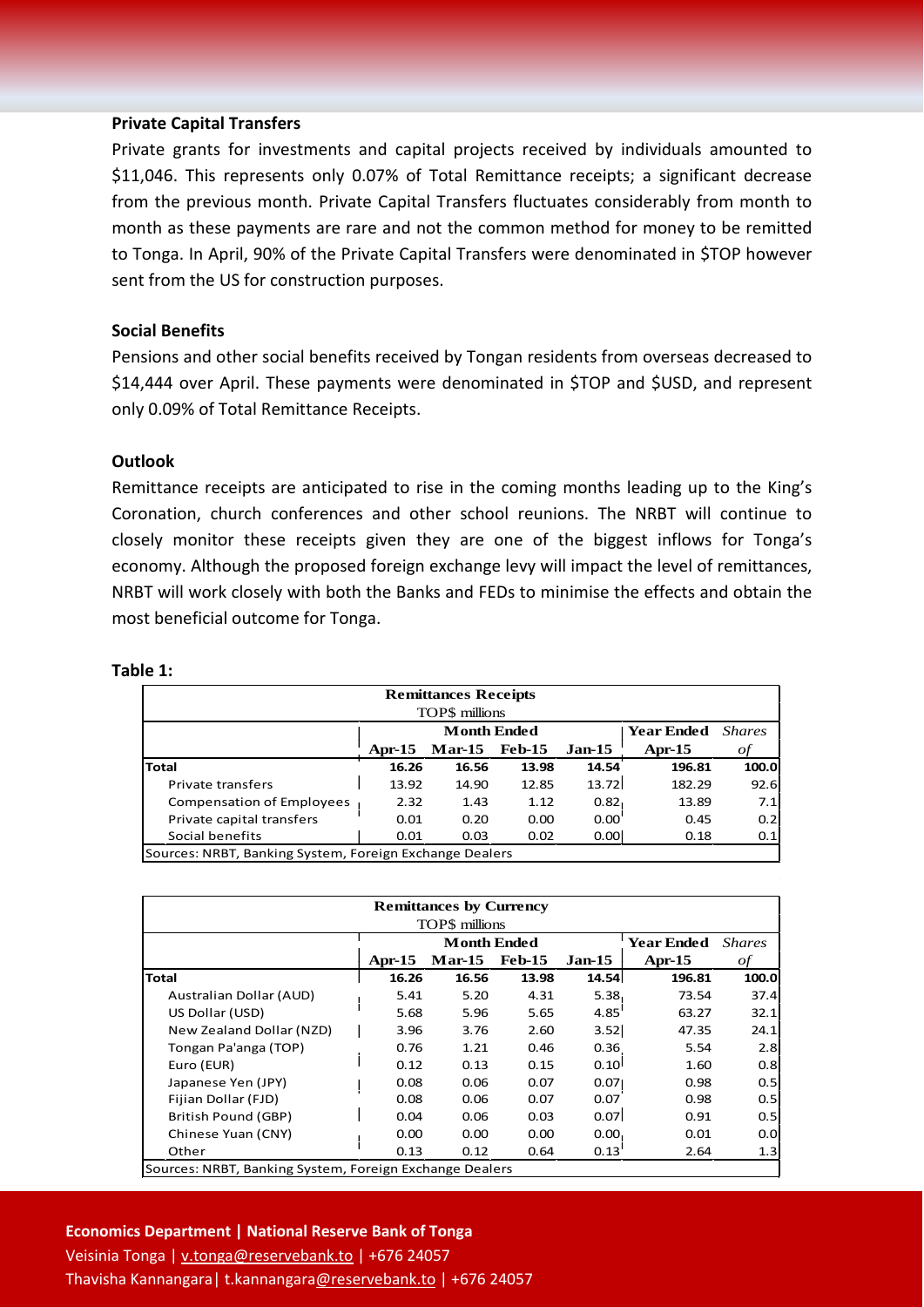## Private Capital Transfers

Private grants for investments and capital projects received by individuals amounted to \$11,046. This represents only 0.07% of Total Remittance receipts; a significant decrease from the previous month. Private Capital Transfers fluctuates considerably from month to month as these payments are rare and not the common method for money to be remitted to Tonga. In April, 90% of the Private Capital Transfers were denominated in \$TOP however sent from the US for construction purposes.

## Social Benefits

Pensions and other social benefits received by Tongan residents from overseas decreased to \$14,444 over April. These payments were denominated in \$TOP and \$USD, and represent only 0.09% of Total Remittance Receipts.

## Outlook

Remittance receipts are anticipated to rise in the coming months leading up to the King's Coronation, church conferences and other school reunions. The NRBT will continue to closely monitor these receipts given they are one of the biggest inflows for Tonga's economy. Although the proposed foreign exchange levy will impact the level of remittances, NRBT will work closely with both the Banks and FEDs to minimise the effects and obtain the most beneficial outcome for Tonga.

**Table 1:**

**Remittances Receipts**
TOP$ millions

| | Month Ended | | | | Year Ended | *Shares* |
|---|---|---|---|---|---|---|
| | Apr-15 | Mar-15 | Feb-15 | Jan-15 | Apr-15 | *of* |
| **Total** | **16.26** | **16.56** | **13.98** | **14.54** | **196.81** | **100.0** |
| Private transfers | 13.92 | 14.90 | 12.85 | 13.72 | 182.29 | 92.6 |
| Compensation of Employees | 2.32 | 1.43 | 1.12 | 0.82 | 13.89 | 7.1 |
| Private capital transfers | 0.01 | 0.20 | 0.00 | 0.00 | 0.45 | 0.2 |
| Social benefits | 0.01 | 0.03 | 0.02 | 0.00 | 0.18 | 0.1 |

Sources: NRBT, Banking System, Foreign Exchange Dealers

**Remittances by Currency**
TOP$ millions

| | Month Ended | | | | Year Ended | *Shares* |
|---|---|---|---|---|---|---|
| | Apr-15 | Mar-15 | Feb-15 | Jan-15 | Apr-15 | *of* |
| **Total** | **16.26** | **16.56** | **13.98** | **14.54** | **196.81** | **100.0** |
| Australian Dollar (AUD) | 5.41 | 5.20 | 4.31 | 5.38 | 73.54 | 37.4 |
| US Dollar (USD) | 5.68 | 5.96 | 5.65 | 4.85 | 63.27 | 32.1 |
| New Zealand Dollar (NZD) | 3.96 | 3.76 | 2.60 | 3.52 | 47.35 | 24.1 |
| Tongan Pa'anga (TOP) | 0.76 | 1.21 | 0.46 | 0.36 | 5.54 | 2.8 |
| Euro (EUR) | 0.12 | 0.13 | 0.15 | 0.10 | 1.60 | 0.8 |
| Japanese Yen (JPY) | 0.08 | 0.06 | 0.07 | 0.07 | 0.98 | 0.5 |
| Fijian Dollar (FJD) | 0.08 | 0.06 | 0.07 | 0.07 | 0.98 | 0.5 |
| British Pound (GBP) | 0.04 | 0.06 | 0.03 | 0.07 | 0.91 | 0.5 |
| Chinese Yuan (CNY) | 0.00 | 0.00 | 0.00 | 0.00 | 0.01 | 0.0 |
| Other | 0.13 | 0.12 | 0.64 | 0.13 | 2.64 | 1.3 |

Sources: NRBT, Banking System, Foreign Exchange Dealers

**Economics Department | National Reserve Bank of Tonga**
Veisinia Tonga | v.tonga@reservebank.to | +676 24057
Thavisha Kannangara | t.kannangara@reservebank.to | +676 24057